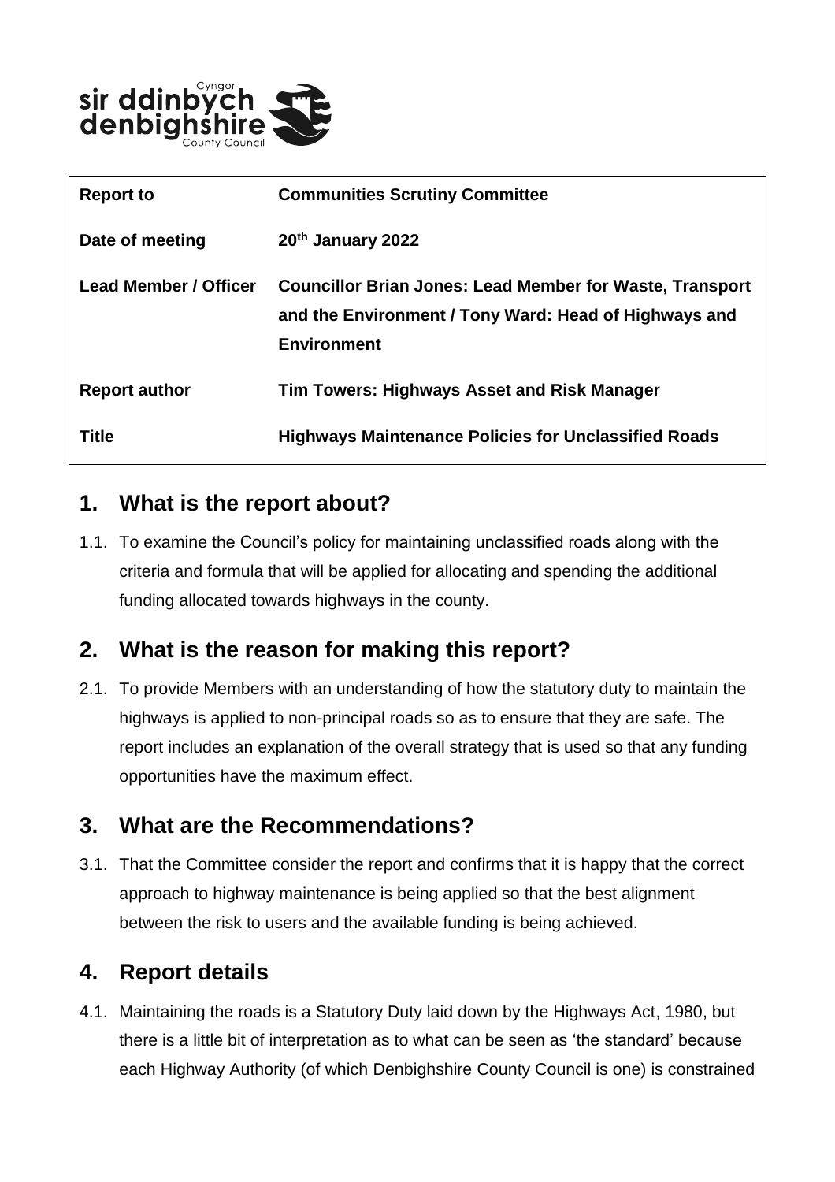| Report to | Communities Scrutiny Committee |
|---|---|
| Date of meeting | 20th January 2022 |
| Lead Member / Officer | Councillor Brian Jones: Lead Member for Waste, Transport and the Environment / Tony Ward: Head of Highways and Environment |
| Report author | Tim Towers: Highways Asset and Risk Manager |
| Title | Highways Maintenance Policies for Unclassified Roads |

## 1. What is the report about?

1.1. To examine the Council's policy for maintaining unclassified roads along with the criteria and formula that will be applied for allocating and spending the additional funding allocated towards highways in the county.

## 2. What is the reason for making this report?

2.1. To provide Members with an understanding of how the statutory duty to maintain the highways is applied to non-principal roads so as to ensure that they are safe. The report includes an explanation of the overall strategy that is used so that any funding opportunities have the maximum effect.

## 3. What are the Recommendations?

3.1. That the Committee consider the report and confirms that it is happy that the correct approach to highway maintenance is being applied so that the best alignment between the risk to users and the available funding is being achieved.

## 4. Report details

4.1. Maintaining the roads is a Statutory Duty laid down by the Highways Act, 1980, but there is a little bit of interpretation as to what can be seen as 'the standard' because each Highway Authority (of which Denbighshire County Council is one) is constrained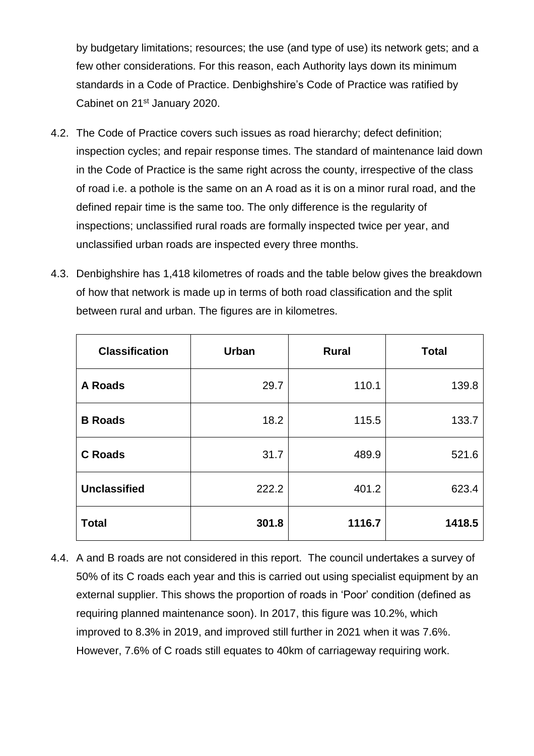by budgetary limitations; resources; the use (and type of use) its network gets; and a few other considerations. For this reason, each Authority lays down its minimum standards in a Code of Practice. Denbighshire's Code of Practice was ratified by Cabinet on 21st January 2020.

4.2. The Code of Practice covers such issues as road hierarchy; defect definition; inspection cycles; and repair response times. The standard of maintenance laid down in the Code of Practice is the same right across the county, irrespective of the class of road i.e. a pothole is the same on an A road as it is on a minor rural road, and the defined repair time is the same too. The only difference is the regularity of inspections; unclassified rural roads are formally inspected twice per year, and unclassified urban roads are inspected every three months.

4.3. Denbighshire has 1,418 kilometres of roads and the table below gives the breakdown of how that network is made up in terms of both road classification and the split between rural and urban. The figures are in kilometres.

| Classification | Urban | Rural | Total |
|---|---|---|---|
| **A Roads** | 29.7 | 110.1 | 139.8 |
| **B Roads** | 18.2 | 115.5 | 133.7 |
| **C Roads** | 31.7 | 489.9 | 521.6 |
| **Unclassified** | 222.2 | 401.2 | 623.4 |
| **Total** | **301.8** | **1116.7** | **1418.5** |

4.4. A and B roads are not considered in this report. The council undertakes a survey of 50% of its C roads each year and this is carried out using specialist equipment by an external supplier. This shows the proportion of roads in 'Poor' condition (defined as requiring planned maintenance soon). In 2017, this figure was 10.2%, which improved to 8.3% in 2019, and improved still further in 2021 when it was 7.6%. However, 7.6% of C roads still equates to 40km of carriageway requiring work.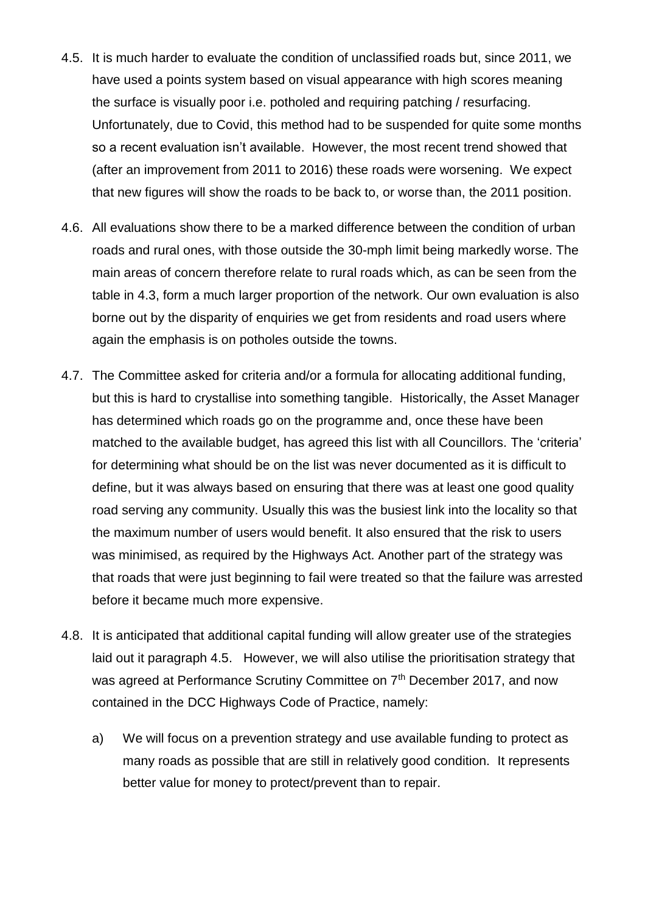4.5. It is much harder to evaluate the condition of unclassified roads but, since 2011, we have used a points system based on visual appearance with high scores meaning the surface is visually poor i.e. potholed and requiring patching / resurfacing. Unfortunately, due to Covid, this method had to be suspended for quite some months so a recent evaluation isn't available. However, the most recent trend showed that (after an improvement from 2011 to 2016) these roads were worsening. We expect that new figures will show the roads to be back to, or worse than, the 2011 position.

4.6. All evaluations show there to be a marked difference between the condition of urban roads and rural ones, with those outside the 30-mph limit being markedly worse. The main areas of concern therefore relate to rural roads which, as can be seen from the table in 4.3, form a much larger proportion of the network. Our own evaluation is also borne out by the disparity of enquiries we get from residents and road users where again the emphasis is on potholes outside the towns.

4.7. The Committee asked for criteria and/or a formula for allocating additional funding, but this is hard to crystallise into something tangible. Historically, the Asset Manager has determined which roads go on the programme and, once these have been matched to the available budget, has agreed this list with all Councillors. The 'criteria' for determining what should be on the list was never documented as it is difficult to define, but it was always based on ensuring that there was at least one good quality road serving any community. Usually this was the busiest link into the locality so that the maximum number of users would benefit. It also ensured that the risk to users was minimised, as required by the Highways Act. Another part of the strategy was that roads that were just beginning to fail were treated so that the failure was arrested before it became much more expensive.

4.8. It is anticipated that additional capital funding will allow greater use of the strategies laid out it paragraph 4.5. However, we will also utilise the prioritisation strategy that was agreed at Performance Scrutiny Committee on 7th December 2017, and now contained in the DCC Highways Code of Practice, namely:

a) We will focus on a prevention strategy and use available funding to protect as many roads as possible that are still in relatively good condition. It represents better value for money to protect/prevent than to repair.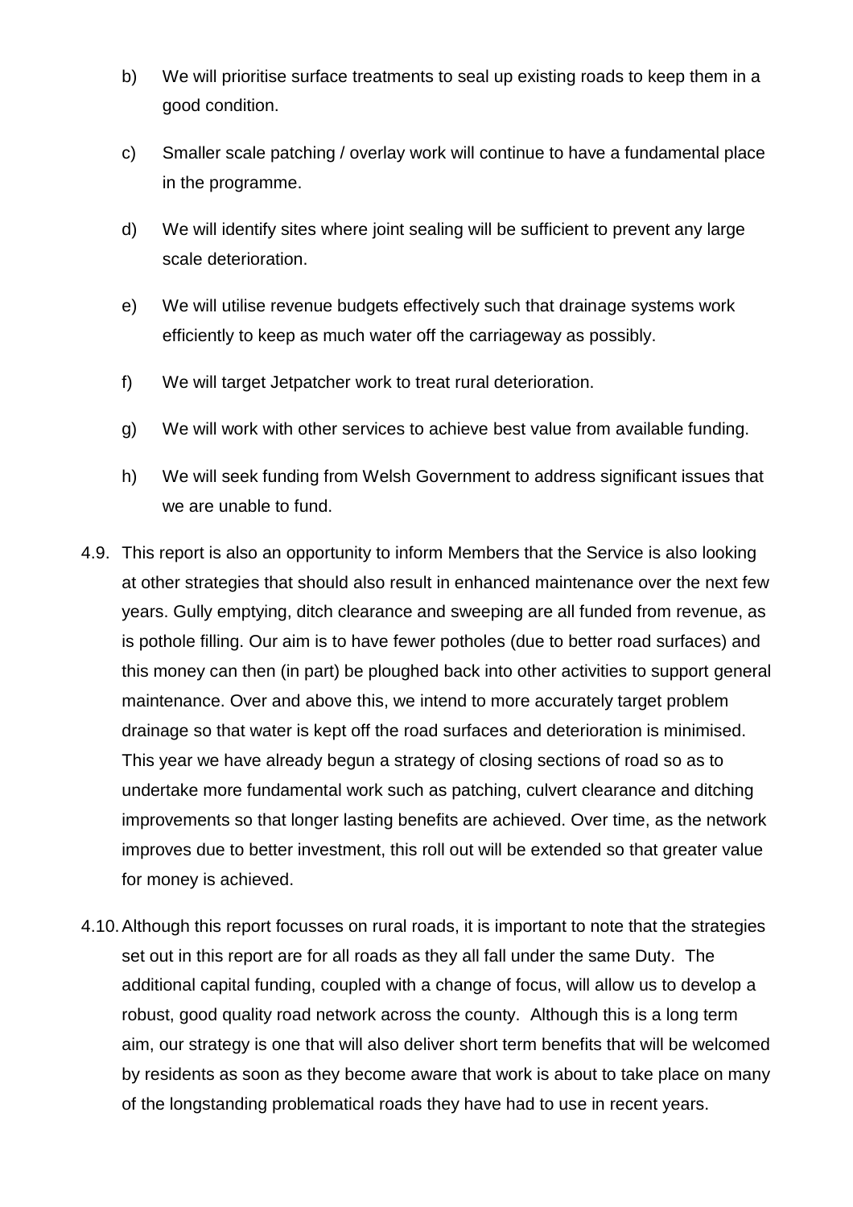b) We will prioritise surface treatments to seal up existing roads to keep them in a good condition.

c) Smaller scale patching / overlay work will continue to have a fundamental place in the programme.

d) We will identify sites where joint sealing will be sufficient to prevent any large scale deterioration.

e) We will utilise revenue budgets effectively such that drainage systems work efficiently to keep as much water off the carriageway as possibly.

f) We will target Jetpatcher work to treat rural deterioration.

g) We will work with other services to achieve best value from available funding.

h) We will seek funding from Welsh Government to address significant issues that we are unable to fund.

4.9. This report is also an opportunity to inform Members that the Service is also looking at other strategies that should also result in enhanced maintenance over the next few years. Gully emptying, ditch clearance and sweeping are all funded from revenue, as is pothole filling. Our aim is to have fewer potholes (due to better road surfaces) and this money can then (in part) be ploughed back into other activities to support general maintenance. Over and above this, we intend to more accurately target problem drainage so that water is kept off the road surfaces and deterioration is minimised. This year we have already begun a strategy of closing sections of road so as to undertake more fundamental work such as patching, culvert clearance and ditching improvements so that longer lasting benefits are achieved. Over time, as the network improves due to better investment, this roll out will be extended so that greater value for money is achieved.

4.10. Although this report focusses on rural roads, it is important to note that the strategies set out in this report are for all roads as they all fall under the same Duty. The additional capital funding, coupled with a change of focus, will allow us to develop a robust, good quality road network across the county. Although this is a long term aim, our strategy is one that will also deliver short term benefits that will be welcomed by residents as soon as they become aware that work is about to take place on many of the longstanding problematical roads they have had to use in recent years.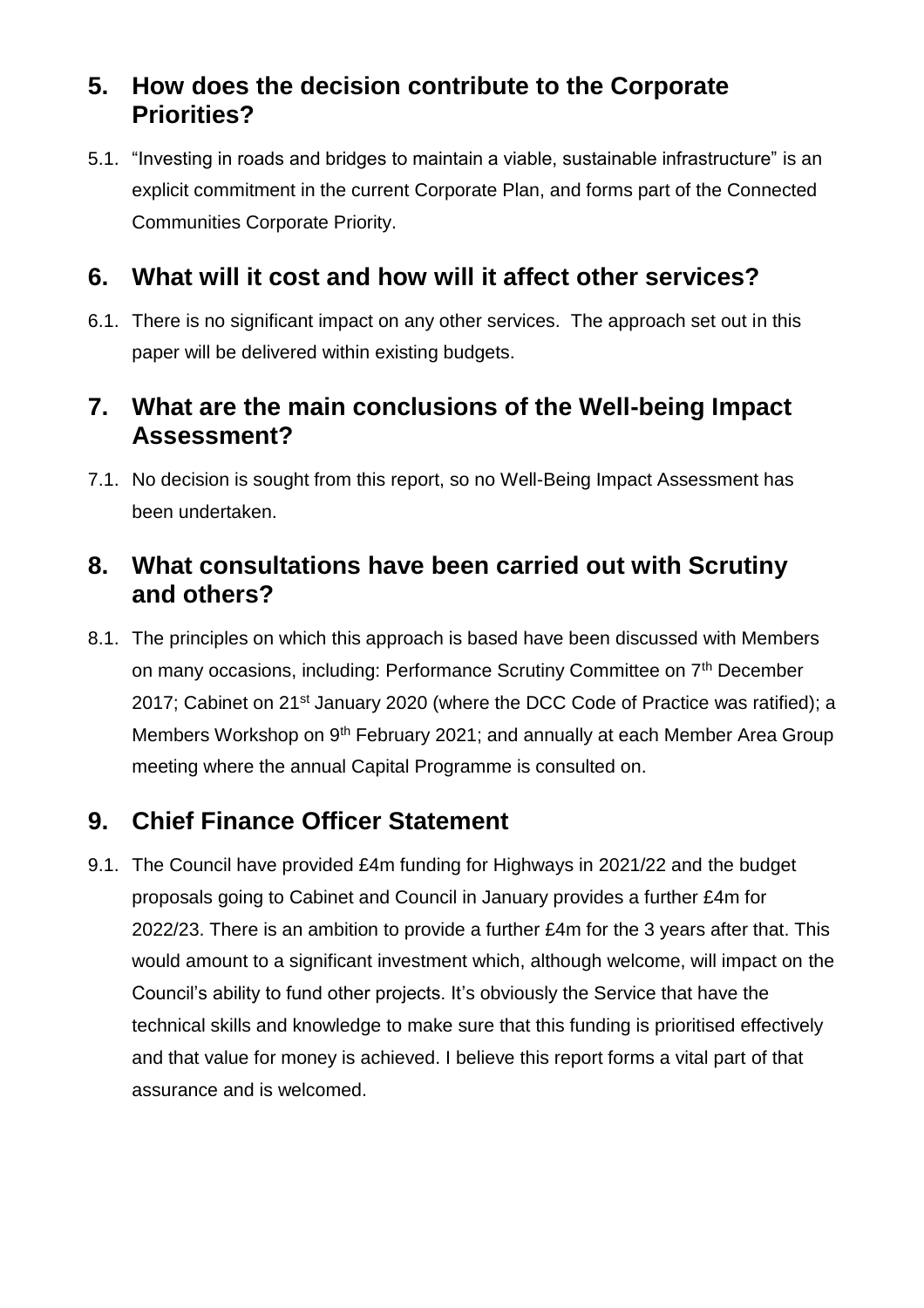## 5. How does the decision contribute to the Corporate Priorities?

5.1. "Investing in roads and bridges to maintain a viable, sustainable infrastructure" is an explicit commitment in the current Corporate Plan, and forms part of the Connected Communities Corporate Priority.

## 6. What will it cost and how will it affect other services?

6.1. There is no significant impact on any other services. The approach set out in this paper will be delivered within existing budgets.

## 7. What are the main conclusions of the Well-being Impact Assessment?

7.1. No decision is sought from this report, so no Well-Being Impact Assessment has been undertaken.

## 8. What consultations have been carried out with Scrutiny and others?

8.1. The principles on which this approach is based have been discussed with Members on many occasions, including: Performance Scrutiny Committee on 7th December 2017; Cabinet on 21st January 2020 (where the DCC Code of Practice was ratified); a Members Workshop on 9th February 2021; and annually at each Member Area Group meeting where the annual Capital Programme is consulted on.

## 9. Chief Finance Officer Statement

9.1. The Council have provided £4m funding for Highways in 2021/22 and the budget proposals going to Cabinet and Council in January provides a further £4m for 2022/23. There is an ambition to provide a further £4m for the 3 years after that. This would amount to a significant investment which, although welcome, will impact on the Council's ability to fund other projects. It's obviously the Service that have the technical skills and knowledge to make sure that this funding is prioritised effectively and that value for money is achieved. I believe this report forms a vital part of that assurance and is welcomed.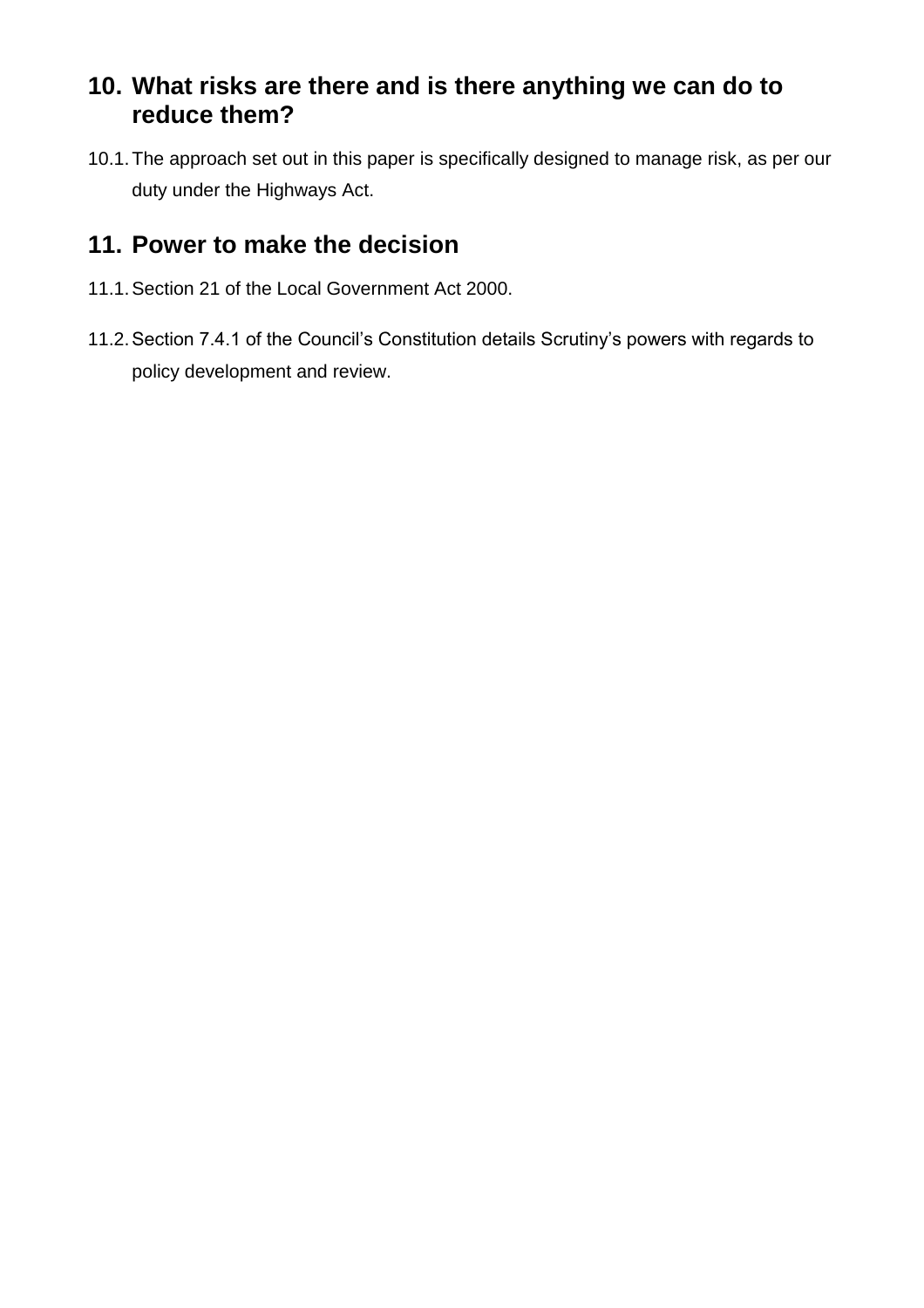## 10. What risks are there and is there anything we can do to reduce them?

10.1. The approach set out in this paper is specifically designed to manage risk, as per our duty under the Highways Act.

## 11. Power to make the decision

11.1. Section 21 of the Local Government Act 2000.

11.2. Section 7.4.1 of the Council's Constitution details Scrutiny's powers with regards to policy development and review.